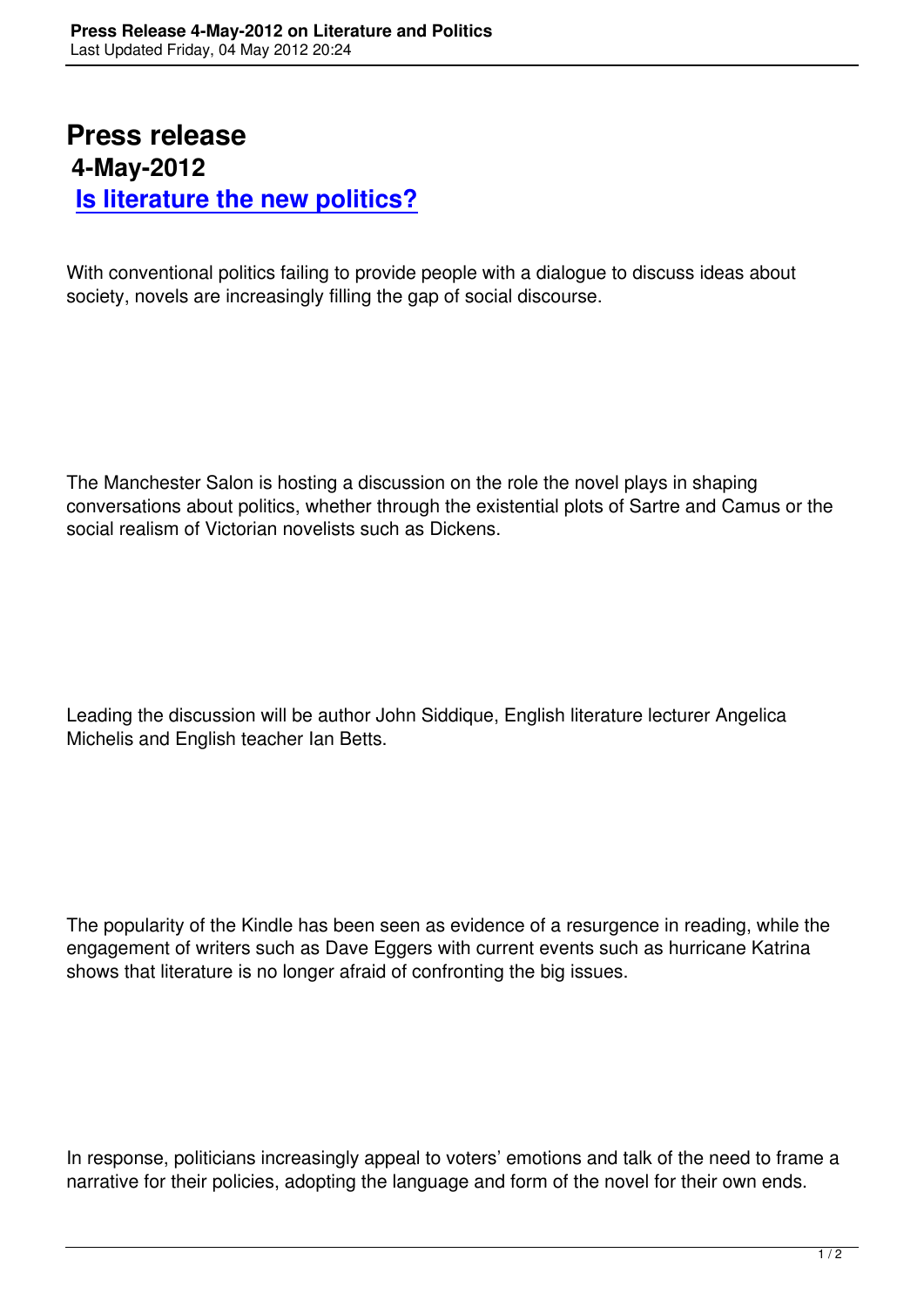# Press release

## 4-May-2012

## Is literature the new politics?

With conventional politics failing to provide people with a dialogue to discuss ideas about society, novels are increasingly filling the gap of social discourse.

The Manchester Salon is hosting a discussion on the role the novel plays in shaping conversations about politics, whether through the existential plots of Sartre and Camus or the social realism of Victorian novelists such as Dickens.

Leading the discussion will be author John Siddique, English literature lecturer Angelica Michelis and English teacher Ian Betts.

The popularity of the Kindle has been seen as evidence of a resurgence in reading, while the engagement of writers such as Dave Eggers with current events such as hurricane Katrina shows that literature is no longer afraid of confronting the big issues.

In response, politicians increasingly appeal to voters' emotions and talk of the need to frame a narrative for their policies, adopting the language and form of the novel for their own ends.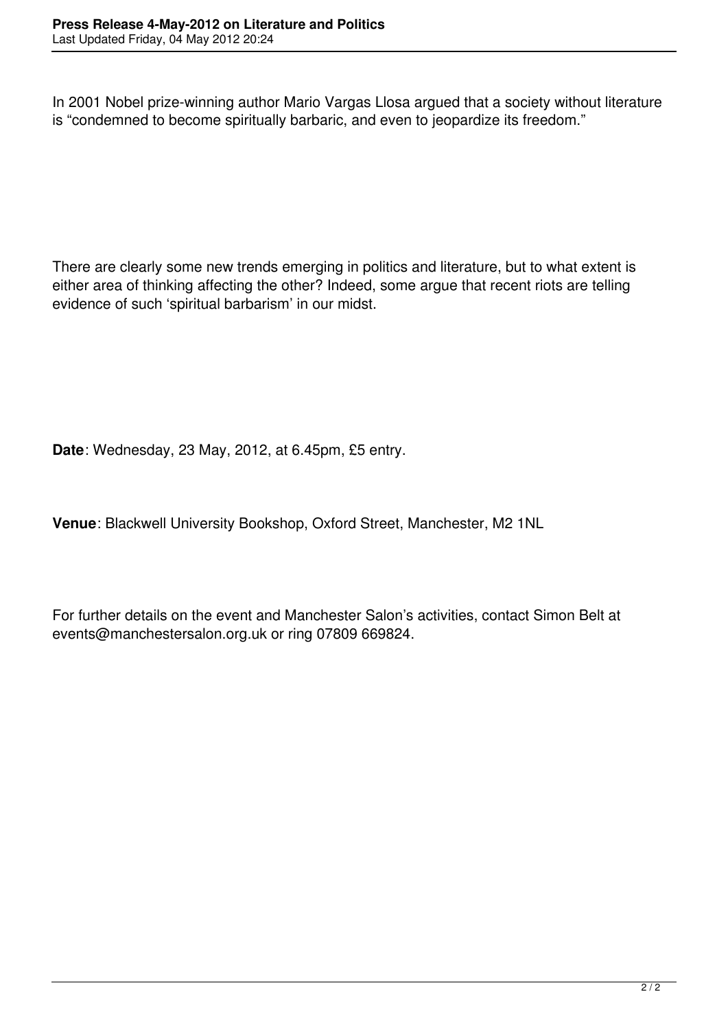In 2001 Nobel prize-winning author Mario Vargas Llosa argued that a society without literature is "condemned to become spiritually barbaric, and even to jeopardize its freedom."

There are clearly some new trends emerging in politics and literature, but to what extent is either area of thinking affecting the other? Indeed, some argue that recent riots are telling evidence of such 'spiritual barbarism' in our midst.

**Date**: Wednesday, 23 May, 2012, at 6.45pm, £5 entry.

**Venue**: Blackwell University Bookshop, Oxford Street, Manchester, M2 1NL

For further details on the event and Manchester Salon's activities, contact Simon Belt at events@manchestersalon.org.uk or ring 07809 669824.